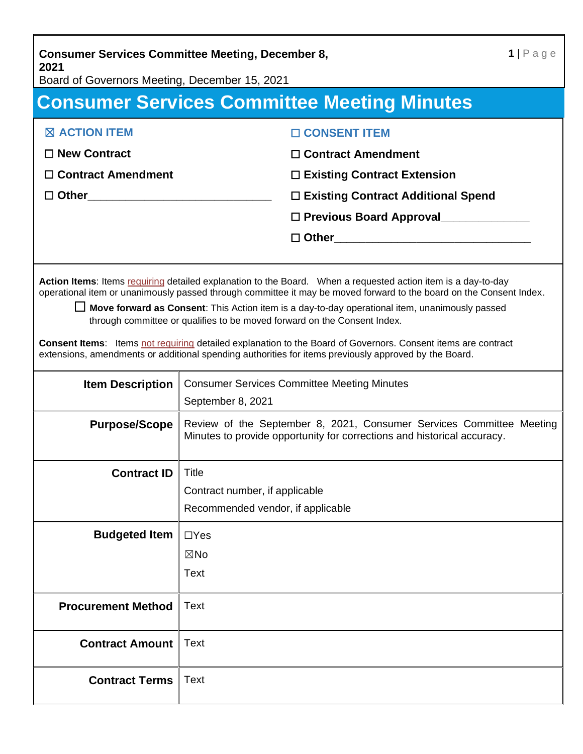**Consumer Services Committee Meeting, December 8, 2021**
Board of Governors Meeting, December 15, 2021

# Consumer Services Committee Meeting Minutes

☒ **ACTION ITEM**

☐ **New Contract**

☐ **Contract Amendment**

☐ **Other**______________________________

☐ **CONSENT ITEM**

☐ **Contract Amendment**

☐ **Existing Contract Extension**

☐ **Existing Contract Additional Spend**

☐ **Previous Board Approval**______________

☐ **Other**________________________________

**Action Items**: Items requiring detailed explanation to the Board. When a requested action item is a day-to-day operational item or unanimously passed through committee it may be moved forward to the board on the Consent Index.

☐ **Move forward as Consent**: This Action item is a day-to-day operational item, unanimously passed through committee or qualifies to be moved forward on the Consent Index.

**Consent Items**: Items not requiring detailed explanation to the Board of Governors. Consent items are contract extensions, amendments or additional spending authorities for items previously approved by the Board.

| | |
|---|---|
| **Item Description** | Consumer Services Committee Meeting Minutes<br>September 8, 2021 |
| **Purpose/Scope** | Review of the September 8, 2021, Consumer Services Committee Meeting Minutes to provide opportunity for corrections and historical accuracy. |
| **Contract ID** | Title<br>Contract number, if applicable<br>Recommended vendor, if applicable |
| **Budgeted Item** | ☐Yes<br>☒No<br>Text |
| **Procurement Method** | Text |
| **Contract Amount** | Text |
| **Contract Terms** | Text |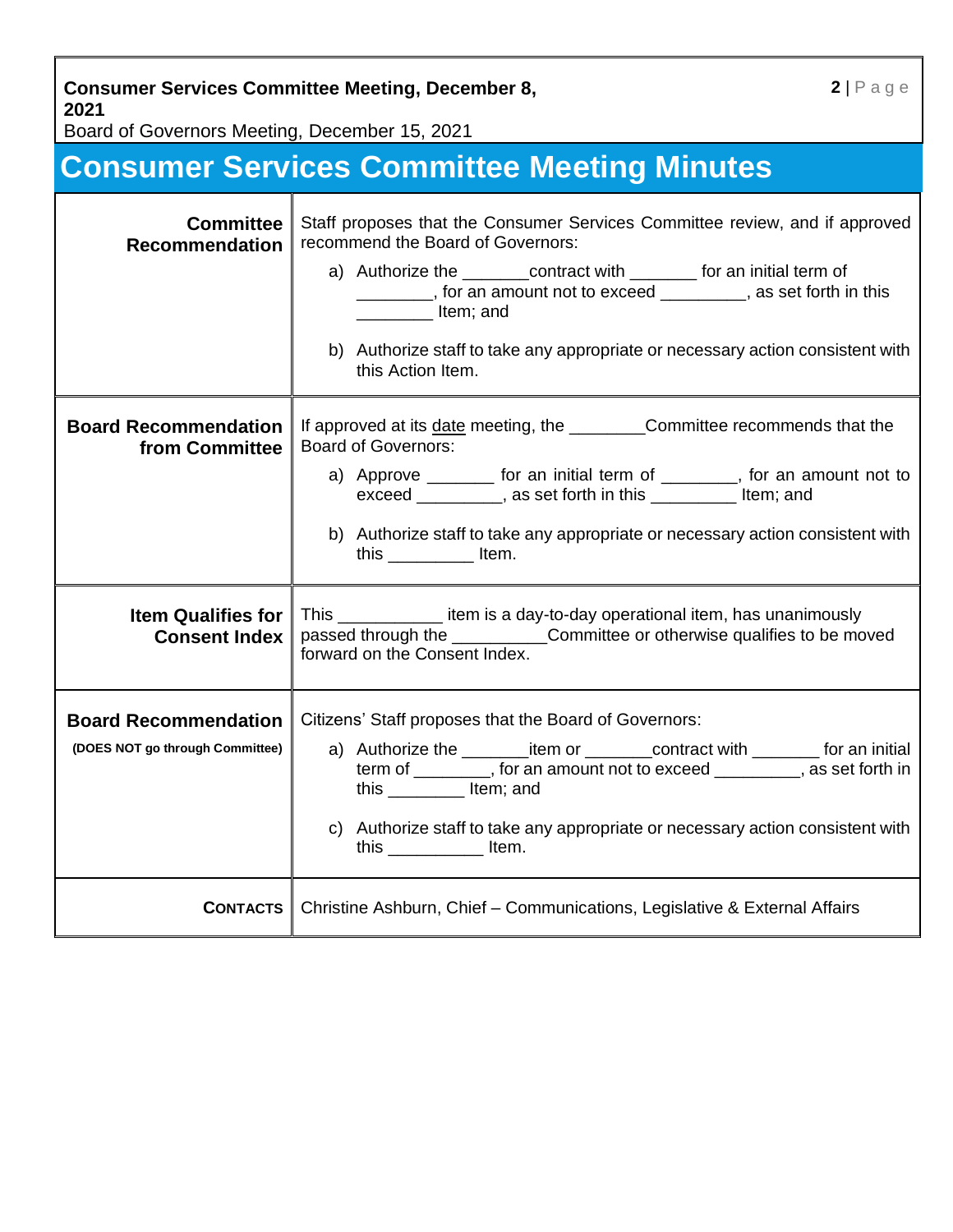# Consumer Services Committee Meeting Minutes

| | |
|---|---|
| **Committee Recommendation** | Staff proposes that the Consumer Services Committee review, and if approved recommend the Board of Governors:<br><br>a) Authorize the _______contract with _______ for an initial term of ________, for an amount not to exceed _________, as set forth in this ________ Item; and<br><br>b) Authorize staff to take any appropriate or necessary action consistent with this Action Item. |
| **Board Recommendation from Committee** | If approved at its date meeting, the ________Committee recommends that the Board of Governors:<br><br>a) Approve _______ for an initial term of ________, for an amount not to exceed _________, as set forth in this _________ Item; and<br><br>b) Authorize staff to take any appropriate or necessary action consistent with this _________ Item. |
| **Item Qualifies for Consent Index** | This ___________ item is a day-to-day operational item, has unanimously passed through the __________Committee or otherwise qualifies to be moved forward on the Consent Index. |
| **Board Recommendation** **(DOES NOT go through Committee)** | Citizens' Staff proposes that the Board of Governors:<br><br>a) Authorize the _______item or _______contract with _______ for an initial term of ________, for an amount not to exceed _________, as set forth in this ________ Item; and<br><br>c) Authorize staff to take any appropriate or necessary action consistent with this __________ Item. |
| **CONTACTS** | Christine Ashburn, Chief – Communications, Legislative & External Affairs |